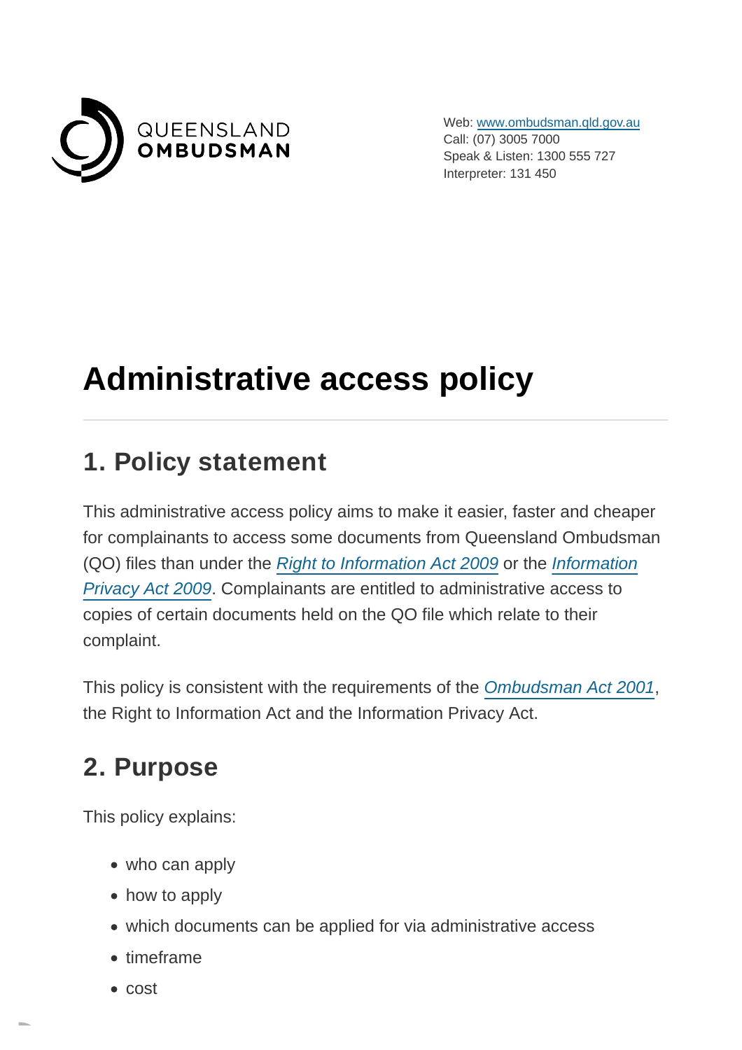QUEENSLAND
OMBUDSMAN

Web: www.ombudsman.qld.gov.au
Call: (07) 3005 7000
Speak & Listen: 1300 555 727
Interpreter: 131 450

# Administrative access policy

## 1. Policy statement

This administrative access policy aims to make it easier, faster and cheaper for complainants to access some documents from Queensland Ombudsman (QO) files than under the *Right to Information Act 2009* or the *Information Privacy Act 2009*. Complainants are entitled to administrative access to copies of certain documents held on the QO file which relate to their complaint.

This policy is consistent with the requirements of the *Ombudsman Act 2001*, the Right to Information Act and the Information Privacy Act.

## 2. Purpose

This policy explains:

- who can apply
- how to apply
- which documents can be applied for via administrative access
- timeframe
- cost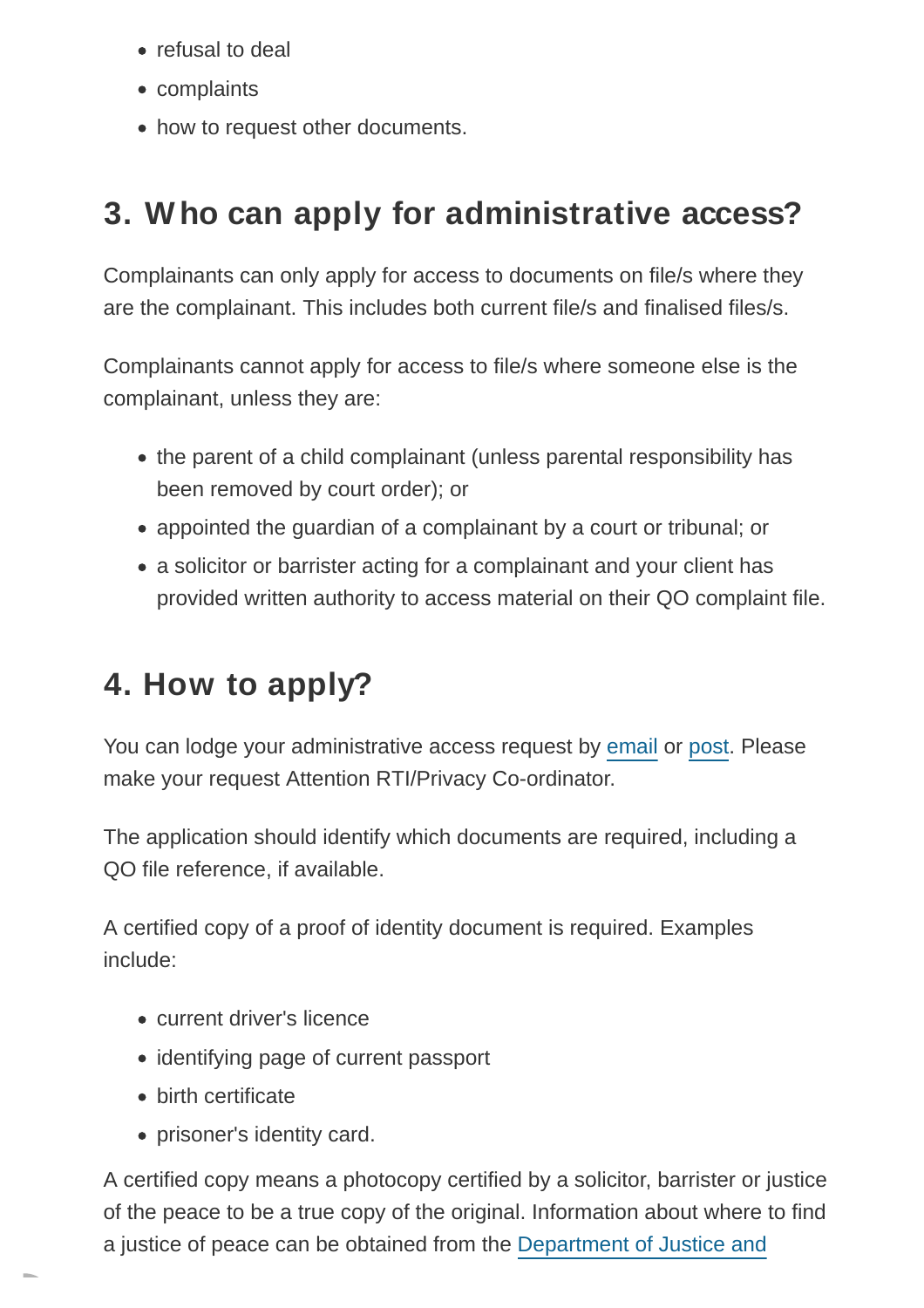- refusal to deal
- complaints
- how to request other documents.

## 3. Who can apply for administrative access?

Complainants can only apply for access to documents on file/s where they are the complainant. This includes both current file/s and finalised files/s.

Complainants cannot apply for access to file/s where someone else is the complainant, unless they are:

- the parent of a child complainant (unless parental responsibility has been removed by court order); or
- appointed the guardian of a complainant by a court or tribunal; or
- a solicitor or barrister acting for a complainant and your client has provided written authority to access material on their QO complaint file.

## 4. How to apply?

You can lodge your administrative access request by email or post. Please make your request Attention RTI/Privacy Co-ordinator.

The application should identify which documents are required, including a QO file reference, if available.

A certified copy of a proof of identity document is required. Examples include:

- current driver's licence
- identifying page of current passport
- birth certificate
- prisoner's identity card.

A certified copy means a photocopy certified by a solicitor, barrister or justice of the peace to be a true copy of the original. Information about where to find a justice of peace can be obtained from the Department of Justice and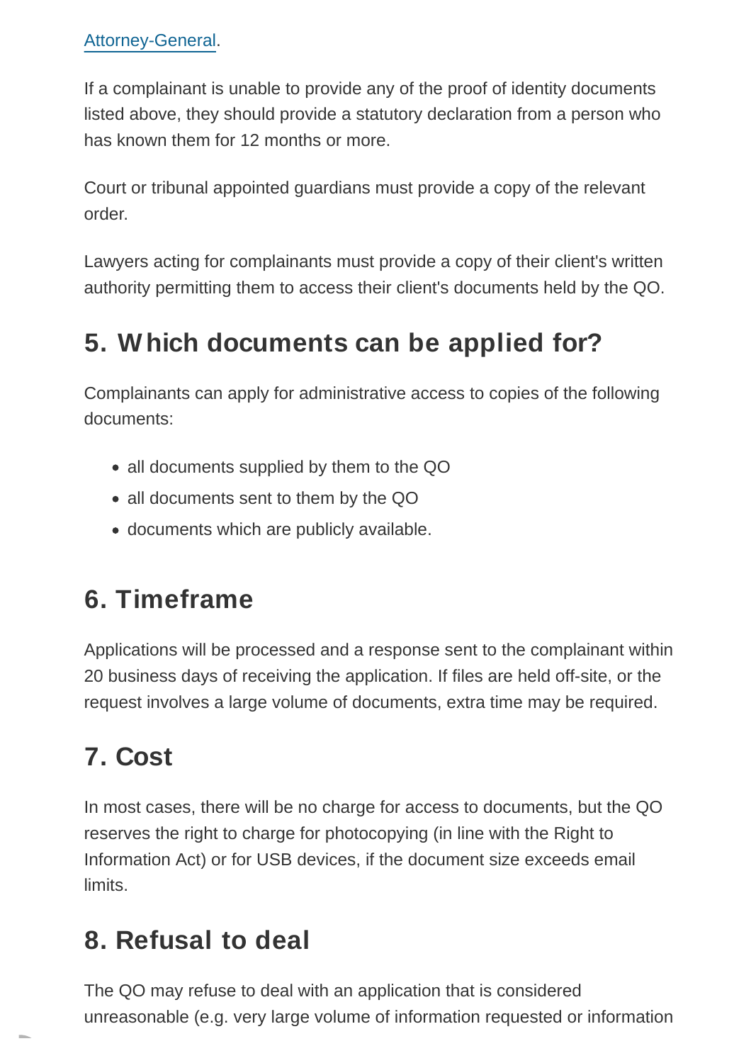Attorney-General.

If a complainant is unable to provide any of the proof of identity documents listed above, they should provide a statutory declaration from a person who has known them for 12 months or more.

Court or tribunal appointed guardians must provide a copy of the relevant order.

Lawyers acting for complainants must provide a copy of their client's written authority permitting them to access their client's documents held by the QO.

## 5. Which documents can be applied for?

Complainants can apply for administrative access to copies of the following documents:

- all documents supplied by them to the QO
- all documents sent to them by the QO
- documents which are publicly available.

## 6. Timeframe

Applications will be processed and a response sent to the complainant within 20 business days of receiving the application. If files are held off-site, or the request involves a large volume of documents, extra time may be required.

## 7. Cost

In most cases, there will be no charge for access to documents, but the QO reserves the right to charge for photocopying (in line with the Right to Information Act) or for USB devices, if the document size exceeds email limits.

## 8. Refusal to deal

The QO may refuse to deal with an application that is considered unreasonable (e.g. very large volume of information requested or information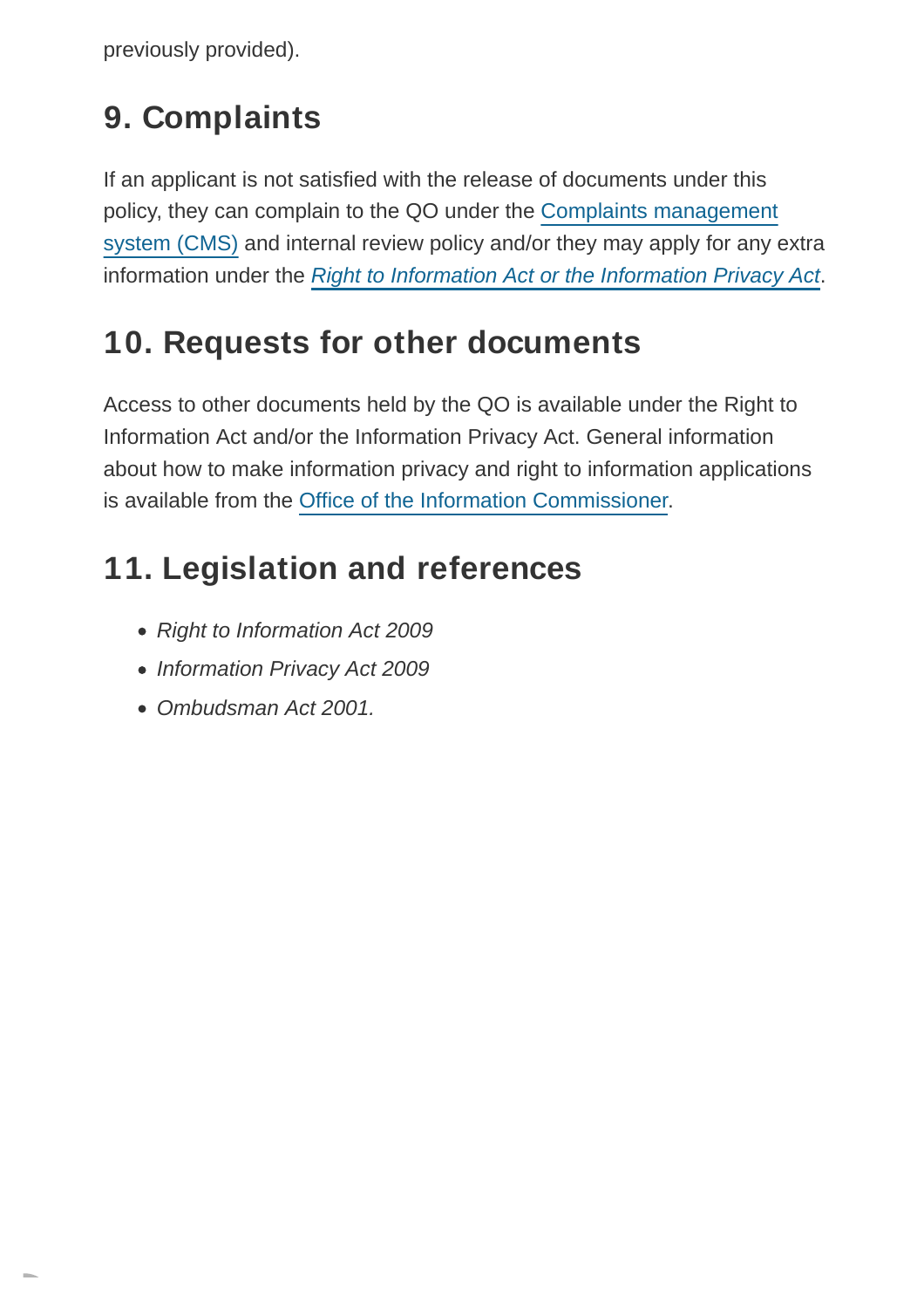previously provided).

## 9. Complaints

If an applicant is not satisfied with the release of documents under this policy, they can complain to the QO under the Complaints management system (CMS) and internal review policy and/or they may apply for any extra information under the *Right to Information Act or the Information Privacy Act*.

## 10. Requests for other documents

Access to other documents held by the QO is available under the Right to Information Act and/or the Information Privacy Act. General information about how to make information privacy and right to information applications is available from the Office of the Information Commissioner.

## 11. Legislation and references

- *Right to Information Act 2009*
- *Information Privacy Act 2009*
- *Ombudsman Act 2001.*